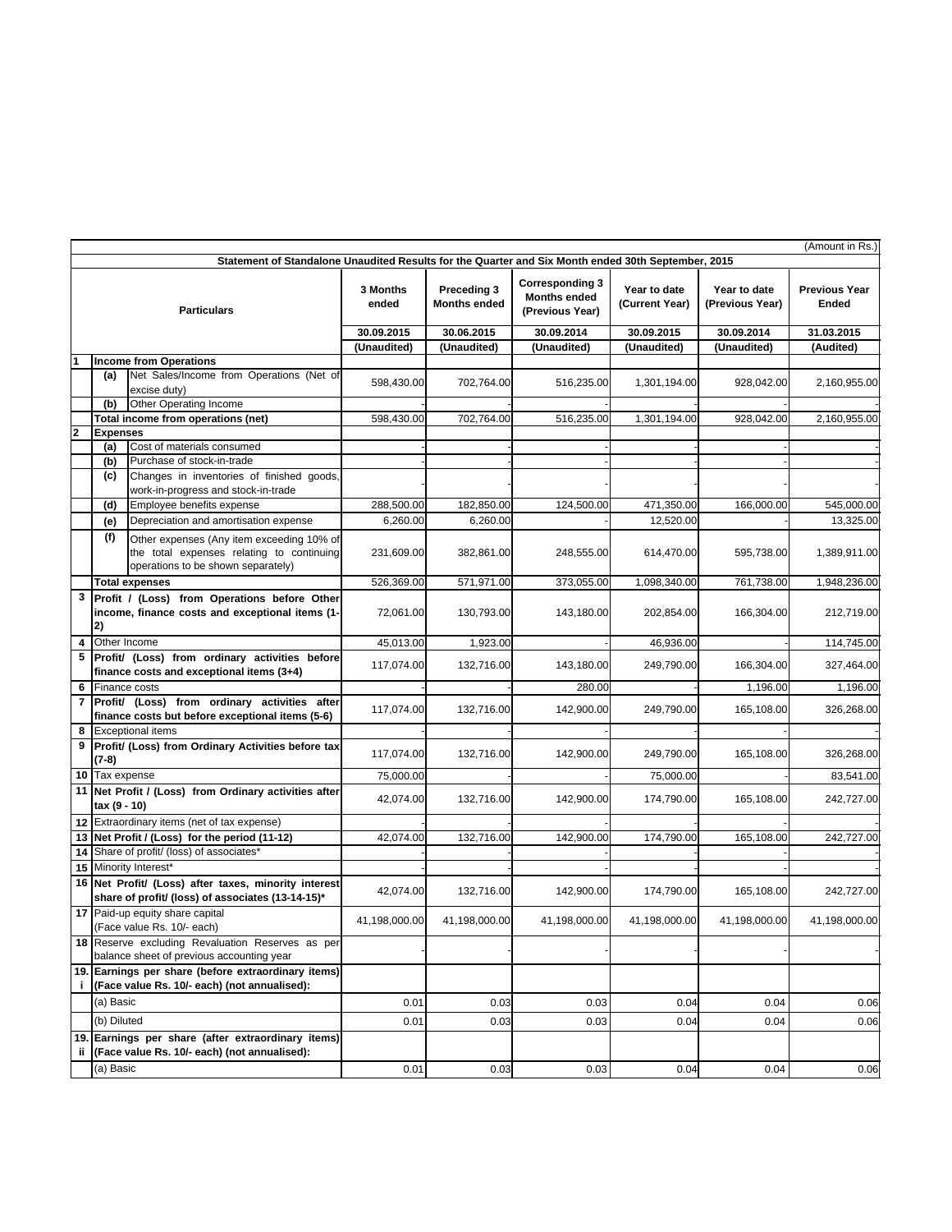(Amount in Rs.)

**Statement of Standalone Unaudited Results for the Quarter and Six Month ended 30th September, 2015**

| | | Particulars | 3 Months ended | Preceding 3 Months ended | Corresponding 3 Months ended (Previous Year) | Year to date (Current Year) | Year to date (Previous Year) | Previous Year Ended |
|---|---|---|---|---|---|---|---|---|
| | | | 30.09.2015 | 30.06.2015 | 30.09.2014 | 30.09.2015 | 30.09.2014 | 31.03.2015 |
| | | | (Unaudited) | (Unaudited) | (Unaudited) | (Unaudited) | (Unaudited) | (Audited) |
| 1 | **Income from Operations** | | | | | | | |
| | (a) | Net Sales/Income from Operations (Net of excise duty) | 598,430.00 | 702,764.00 | 516,235.00 | 1,301,194.00 | 928,042.00 | 2,160,955.00 |
| | (b) | Other Operating Income | - | - | - | - | - | - |
| | **Total income from operations (net)** | | 598,430.00 | 702,764.00 | 516,235.00 | 1,301,194.00 | 928,042.00 | 2,160,955.00 |
| 2 | **Expenses** | | | | | | | |
| | (a) | Cost of materials consumed | - | - | - | - | - | - |
| | (b) | Purchase of stock-in-trade | - | - | - | - | - | - |
| | (c) | Changes in inventories of finished goods, work-in-progress and stock-in-trade | - | - | - | - | - | - |
| | (d) | Employee benefits expense | 288,500.00 | 182,850.00 | 124,500.00 | 471,350.00 | 166,000.00 | 545,000.00 |
| | (e) | Depreciation and amortisation expense | 6,260.00 | 6,260.00 | - | 12,520.00 | - | 13,325.00 |
| | (f) | Other expenses (Any item exceeding 10% of the total expenses relating to continuing operations to be shown separately) | 231,609.00 | 382,861.00 | 248,555.00 | 614,470.00 | 595,738.00 | 1,389,911.00 |
| | **Total expenses** | | 526,369.00 | 571,971.00 | 373,055.00 | 1,098,340.00 | 761,738.00 | 1,948,236.00 |
| 3 | **Profit / (Loss) from Operations before Other income, finance costs and exceptional items (1-2)** | | 72,061.00 | 130,793.00 | 143,180.00 | 202,854.00 | 166,304.00 | 212,719.00 |
| 4 | Other Income | | 45,013.00 | 1,923.00 | - | 46,936.00 | - | 114,745.00 |
| 5 | **Profit/ (Loss) from ordinary activities before finance costs and exceptional items (3+4)** | | 117,074.00 | 132,716.00 | 143,180.00 | 249,790.00 | 166,304.00 | 327,464.00 |
| 6 | Finance costs | | - | - | 280.00 | - | 1,196.00 | 1,196.00 |
| 7 | **Profit/ (Loss) from ordinary activities after finance costs but before exceptional items (5-6)** | | 117,074.00 | 132,716.00 | 142,900.00 | 249,790.00 | 165,108.00 | 326,268.00 |
| 8 | Exceptional items | | - | - | - | - | - | - |
| 9 | **Profit/ (Loss) from Ordinary Activities before tax (7-8)** | | 117,074.00 | 132,716.00 | 142,900.00 | 249,790.00 | 165,108.00 | 326,268.00 |
| 10 | Tax expense | | 75,000.00 | - | - | 75,000.00 | - | 83,541.00 |
| 11 | **Net Profit / (Loss) from Ordinary activities after tax (9 - 10)** | | 42,074.00 | 132,716.00 | 142,900.00 | 174,790.00 | 165,108.00 | 242,727.00 |
| 12 | Extraordinary items (net of tax expense) | | - | - | - | - | - | - |
| 13 | **Net Profit / (Loss) for the period (11-12)** | | 42,074.00 | 132,716.00 | 142,900.00 | 174,790.00 | 165,108.00 | 242,727.00 |
| 14 | Share of profit/ (loss) of associates* | | - | - | - | - | - | - |
| 15 | Minority Interest* | | - | - | - | - | - | - |
| 16 | **Net Profit/ (Loss) after taxes, minority interest share of profit/ (loss) of associates (13-14-15)*** | | 42,074.00 | 132,716.00 | 142,900.00 | 174,790.00 | 165,108.00 | 242,727.00 |
| 17 | Paid-up equity share capital (Face value Rs. 10/- each) | | 41,198,000.00 | 41,198,000.00 | 41,198,000.00 | 41,198,000.00 | 41,198,000.00 | 41,198,000.00 |
| 18 | Reserve excluding Revaluation Reserves as per balance sheet of previous accounting year | | - | - | - | - | - | - |
| 19.i | **Earnings per share (before extraordinary items) (Face value Rs. 10/- each) (not annualised):** | | | | | | | |
| | (a) Basic | | 0.01 | 0.03 | 0.03 | 0.04 | 0.04 | 0.06 |
| | (b) Diluted | | 0.01 | 0.03 | 0.03 | 0.04 | 0.04 | 0.06 |
| 19.ii | **Earnings per share (after extraordinary items) (Face value Rs. 10/- each) (not annualised):** | | | | | | | |
| | (a) Basic | | 0.01 | 0.03 | 0.03 | 0.04 | 0.04 | 0.06 |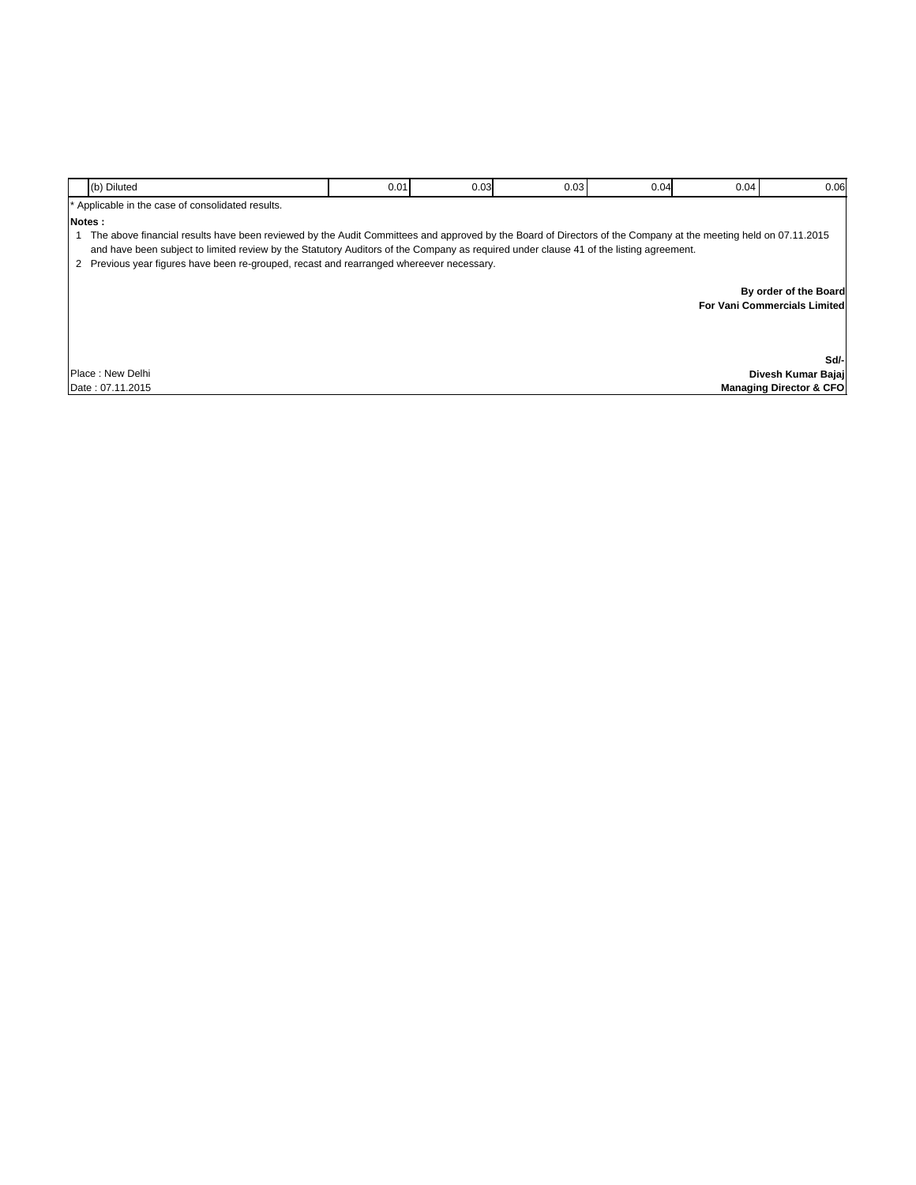|  | (b) Diluted | 0.01 | 0.03 | 0.03 | 0.04 | 0.04 | 0.06 |
|---|---|---|---|---|---|---|---|

* Applicable in the case of consolidated results.

**Notes :**

1. The above financial results have been reviewed by the Audit Committees and approved by the Board of Directors of the Company at the meeting held on 07.11.2015 and have been subject to limited review by the Statutory Auditors of the Company as required under clause 41 of the listing agreement.
2. Previous year figures have been re-grouped, recast and rearranged whereever necessary.

**By order of the Board**
**For Vani Commercials Limited**

**Sd/-**
**Divesh Kumar Bajaj**
**Managing Director & CFO**

Place : New Delhi
Date : 07.11.2015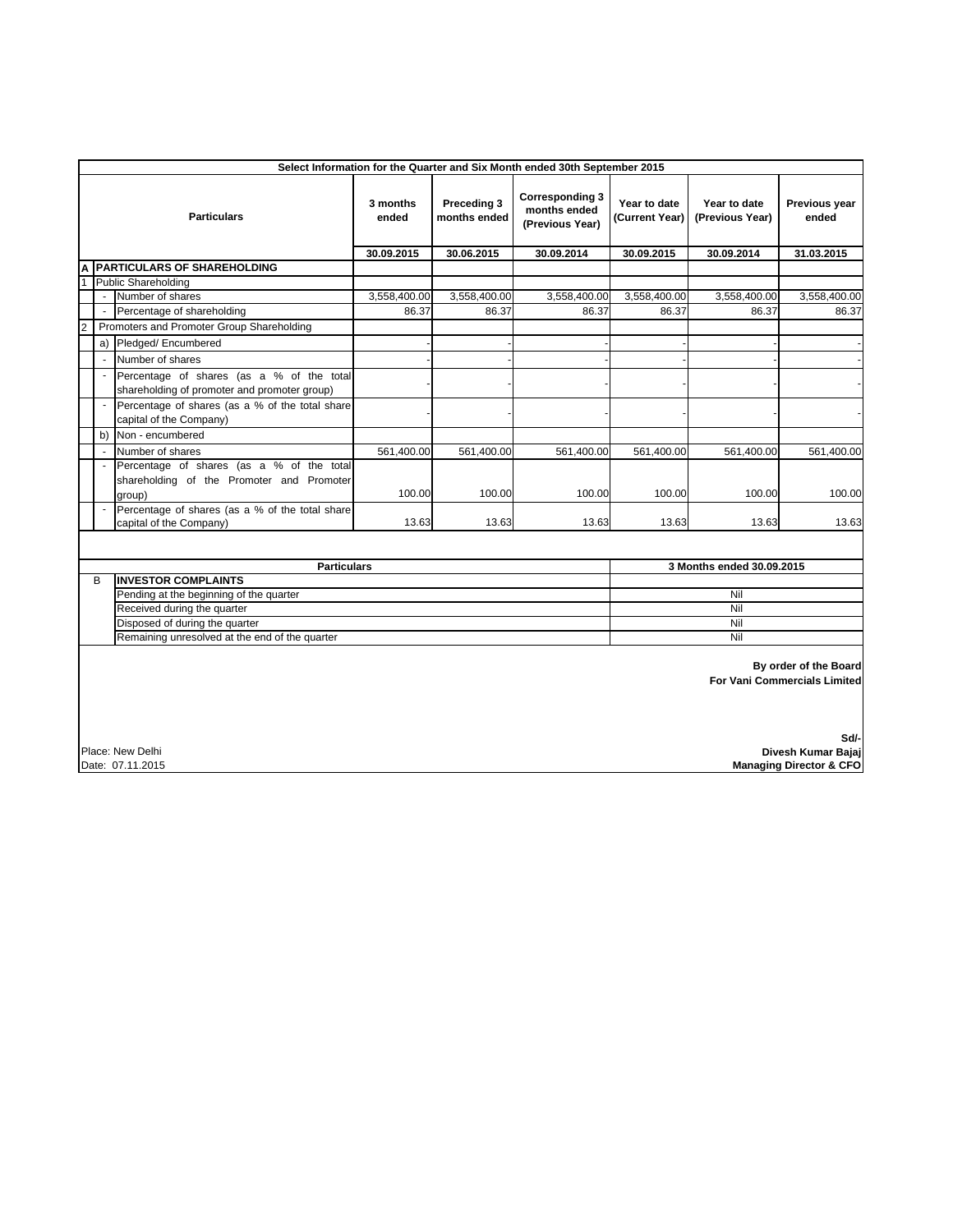## Select Information for the Quarter and Six Month ended 30th September 2015

| | | Particulars | 3 months ended | Preceding 3 months ended | Corresponding 3 months ended (Previous Year) | Year to date (Current Year) | Year to date (Previous Year) | Previous year ended |
|---|---|---|---|---|---|---|---|---|
| | | | 30.09.2015 | 30.06.2015 | 30.09.2014 | 30.09.2015 | 30.09.2014 | 31.03.2015 |
| **A** | | **PARTICULARS OF SHAREHOLDING** | | | | | | |
| 1 | | Public Shareholding | | | | | | |
| | - | Number of shares | 3,558,400.00 | 3,558,400.00 | 3,558,400.00 | 3,558,400.00 | 3,558,400.00 | 3,558,400.00 |
| | - | Percentage of shareholding | 86.37 | 86.37 | 86.37 | 86.37 | 86.37 | 86.37 |
| 2 | | Promoters and Promoter Group Shareholding | | | | | | |
| | a) | Pledged/ Encumbered | - | - | - | - | - | - |
| | - | Number of shares | - | - | - | - | - | - |
| | - | Percentage of shares (as a % of the total shareholding of promoter and promoter group) | - | - | - | - | - | - |
| | - | Percentage of shares (as a % of the total share capital of the Company) | - | - | - | - | - | - |
| | b) | Non - encumbered | | | | | | |
| | - | Number of shares | 561,400.00 | 561,400.00 | 561,400.00 | 561,400.00 | 561,400.00 | 561,400.00 |
| | - | Percentage of shares (as a % of the total shareholding of the Promoter and Promoter group) | 100.00 | 100.00 | 100.00 | 100.00 | 100.00 | 100.00 |
| | - | Percentage of shares (as a % of the total share capital of the Company) | 13.63 | 13.63 | 13.63 | 13.63 | 13.63 | 13.63 |

| | Particulars | 3 Months ended 30.09.2015 |
|---|---|---|
| B | **INVESTOR COMPLAINTS** | |
| | Pending at the beginning of the quarter | Nil |
| | Received during the quarter | Nil |
| | Disposed of during the quarter | Nil |
| | Remaining unresolved at the end of the quarter | Nil |

**By order of the Board**
**For Vani Commercials Limited**

**Sd/-**
**Divesh Kumar Bajaj**
**Managing Director & CFO**

Place: New Delhi
Date: 07.11.2015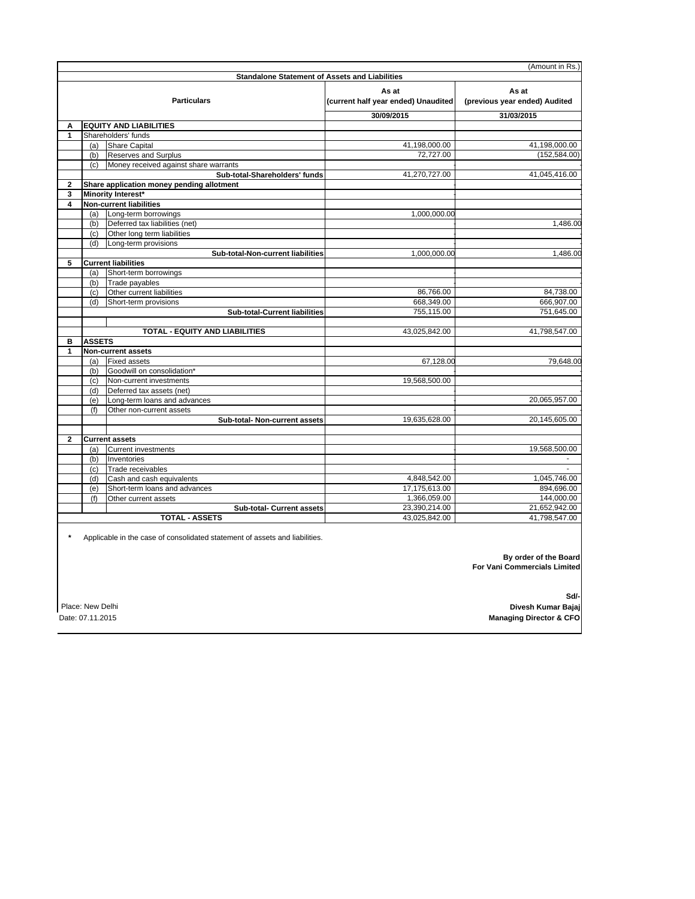(Amount in Rs.)

**Standalone Statement of Assets and Liabilities**

| | | Particulars | As at (current half year ended) Unaudited | As at (previous year ended) Audited |
|---|---|---|---|---|
| | | | **30/09/2015** | **31/03/2015** |
| **A** | **EQUITY AND LIABILITIES** | | | |
| **1** | Shareholders' funds | | | |
| | (a) | Share Capital | 41,198,000.00 | 41,198,000.00 |
| | (b) | Reserves and Surplus | 72,727.00 | (152,584.00) |
| | (c) | Money received against share warrants | - | - |
| | | **Sub-total-Shareholders' funds** | 41,270,727.00 | 41,045,416.00 |
| **2** | **Share application money pending allotment** | | - | - |
| **3** | **Minority Interest*** | | - | - |
| **4** | **Non-current liabilities** | | | |
| | (a) | Long-term borrowings | 1,000,000.00 | - |
| | (b) | Deferred tax liabilities (net) | - | 1,486.00 |
| | (c) | Other long term liabilities | - | - |
| | (d) | Long-term provisions | - | - |
| | | **Sub-total-Non-current liabilities** | 1,000,000.00 | 1,486.00 |
| **5** | **Current liabilities** | | | |
| | (a) | Short-term borrowings | - | - |
| | (b) | Trade payables | - | - |
| | (c) | Other current liabilities | 86,766.00 | 84,738.00 |
| | (d) | Short-term provisions | 668,349.00 | 666,907.00 |
| | | **Sub-total-Current liabilities** | 755,115.00 | 751,645.00 |
| | | | | |
| | | **TOTAL - EQUITY AND LIABILITIES** | 43,025,842.00 | 41,798,547.00 |
| **B** | **ASSETS** | | | |
| **1** | **Non-current assets** | | | |
| | (a) | Fixed assets | 67,128.00 | 79,648.00 |
| | (b) | Goodwill on consolidation* | - | - |
| | (c) | Non-current investments | 19,568,500.00 | - |
| | (d) | Deferred tax assets (net) | - | - |
| | (e) | Long-term loans and advances | - | 20,065,957.00 |
| | (f) | Other non-current assets | - | - |
| | | **Sub-total- Non-current assets** | 19,635,628.00 | 20,145,605.00 |
| | | | | |
| **2** | **Current assets** | | | |
| | (a) | Current investments | - | 19,568,500.00 |
| | (b) | Inventories | - | - |
| | (c) | Trade receivables | - | - |
| | (d) | Cash and cash equivalents | 4,848,542.00 | 1,045,746.00 |
| | (e) | Short-term loans and advances | 17,175,613.00 | 894,696.00 |
| | (f) | Other current assets | 1,366,059.00 | 144,000.00 |
| | | **Sub-total- Current assets** | 23,390,214.00 | 21,652,942.00 |
| | | **TOTAL - ASSETS** | 43,025,842.00 | 41,798,547.00 |

\* Applicable in the case of consolidated statement of assets and liabilities.

**By order of the Board**
**For Vani Commercials Limited**

**Sd/-**
**Divesh Kumar Bajaj**
**Managing Director & CFO**

Place: New Delhi
Date: 07.11.2015